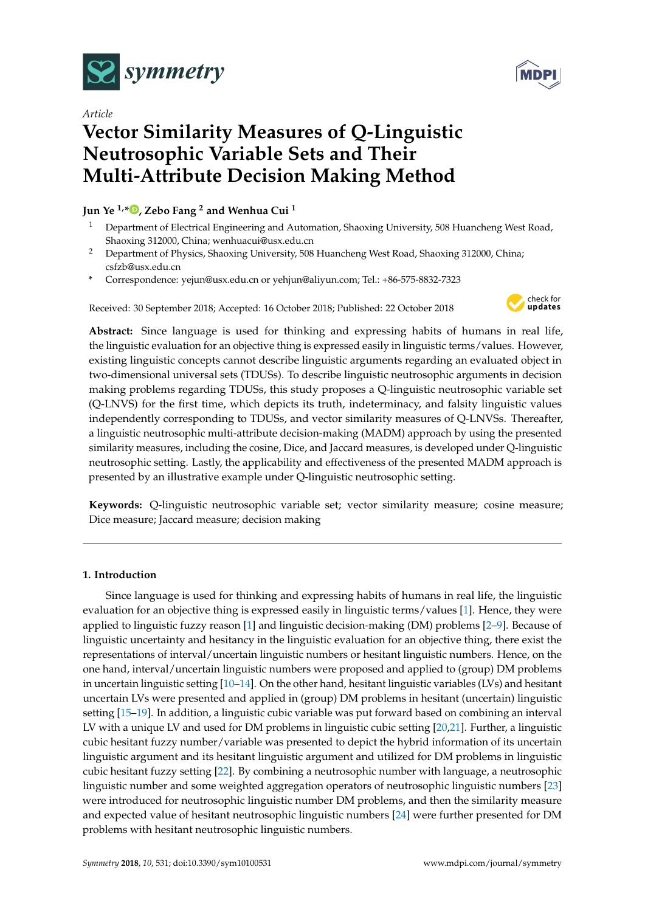*Article*

# Vector Similarity Measures of Q-Linguistic Neutrosophic Variable Sets and Their Multi-Attribute Decision Making Method

**Jun Ye [1,*], Zebo Fang [2] and Wenhua Cui [1]**

[1] Department of Electrical Engineering and Automation, Shaoxing University, 508 Huancheng West Road, Shaoxing 312000, China; wenhuacui@usx.edu.cn

[2] Department of Physics, Shaoxing University, 508 Huancheng West Road, Shaoxing 312000, China; csfzb@usx.edu.cn

\* Correspondence: yejun@usx.edu.cn or yehjun@aliyun.com; Tel.: +86-575-8832-7323

Received: 30 September 2018; Accepted: 16 October 2018; Published: 22 October 2018

**Abstract:** Since language is used for thinking and expressing habits of humans in real life, the linguistic evaluation for an objective thing is expressed easily in linguistic terms/values. However, existing linguistic concepts cannot describe linguistic arguments regarding an evaluated object in two-dimensional universal sets (TDUSs). To describe linguistic neutrosophic arguments in decision making problems regarding TDUSs, this study proposes a Q-linguistic neutrosophic variable set (Q-LNVS) for the first time, which depicts its truth, indeterminacy, and falsity linguistic values independently corresponding to TDUSs, and vector similarity measures of Q-LNVSs. Thereafter, a linguistic neutrosophic multi-attribute decision-making (MADM) approach by using the presented similarity measures, including the cosine, Dice, and Jaccard measures, is developed under Q-linguistic neutrosophic setting. Lastly, the applicability and effectiveness of the presented MADM approach is presented by an illustrative example under Q-linguistic neutrosophic setting.

**Keywords:** Q-linguistic neutrosophic variable set; vector similarity measure; cosine measure; Dice measure; Jaccard measure; decision making

## 1. Introduction

Since language is used for thinking and expressing habits of humans in real life, the linguistic evaluation for an objective thing is expressed easily in linguistic terms/values [1]. Hence, they were applied to linguistic fuzzy reason [1] and linguistic decision-making (DM) problems [2–9]. Because of linguistic uncertainty and hesitancy in the linguistic evaluation for an objective thing, there exist the representations of interval/uncertain linguistic numbers or hesitant linguistic numbers. Hence, on the one hand, interval/uncertain linguistic numbers were proposed and applied to (group) DM problems in uncertain linguistic setting [10–14]. On the other hand, hesitant linguistic variables (LVs) and hesitant uncertain LVs were presented and applied in (group) DM problems in hesitant (uncertain) linguistic setting [15–19]. In addition, a linguistic cubic variable was put forward based on combining an interval LV with a unique LV and used for DM problems in linguistic cubic setting [20,21]. Further, a linguistic cubic hesitant fuzzy number/variable was presented to depict the hybrid information of its uncertain linguistic argument and its hesitant linguistic argument and utilized for DM problems in linguistic cubic hesitant fuzzy setting [22]. By combining a neutrosophic number with language, a neutrosophic linguistic number and some weighted aggregation operators of neutrosophic linguistic numbers [23] were introduced for neutrosophic linguistic number DM problems, and then the similarity measure and expected value of hesitant neutrosophic linguistic numbers [24] were further presented for DM problems with hesitant neutrosophic linguistic numbers.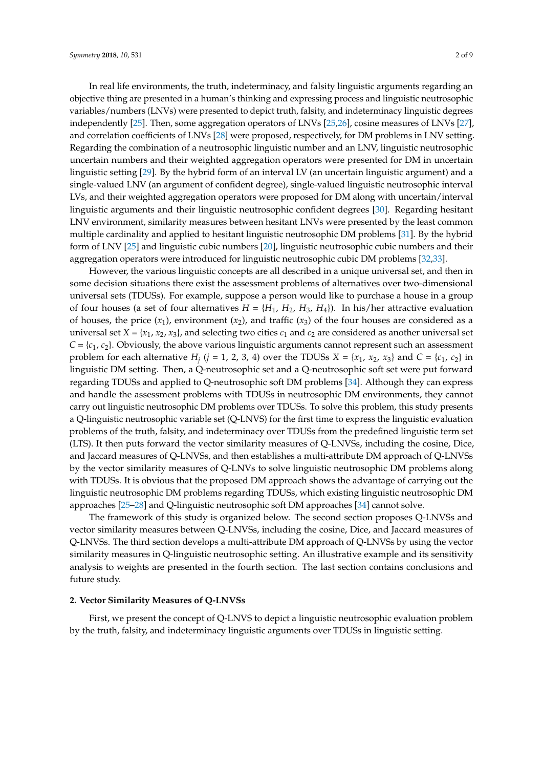In real life environments, the truth, indeterminacy, and falsity linguistic arguments regarding an objective thing are presented in a human's thinking and expressing process and linguistic neutrosophic variables/numbers (LNVs) were presented to depict truth, falsity, and indeterminacy linguistic degrees independently [25]. Then, some aggregation operators of LNVs [25,26], cosine measures of LNVs [27], and correlation coefficients of LNVs [28] were proposed, respectively, for DM problems in LNV setting. Regarding the combination of a neutrosophic linguistic number and an LNV, linguistic neutrosophic uncertain numbers and their weighted aggregation operators were presented for DM in uncertain linguistic setting [29]. By the hybrid form of an interval LV (an uncertain linguistic argument) and a single-valued LNV (an argument of confident degree), single-valued linguistic neutrosophic interval LVs, and their weighted aggregation operators were proposed for DM along with uncertain/interval linguistic arguments and their linguistic neutrosophic confident degrees [30]. Regarding hesitant LNV environment, similarity measures between hesitant LNVs were presented by the least common multiple cardinality and applied to hesitant linguistic neutrosophic DM problems [31]. By the hybrid form of LNV [25] and linguistic cubic numbers [20], linguistic neutrosophic cubic numbers and their aggregation operators were introduced for linguistic neutrosophic cubic DM problems [32,33].

However, the various linguistic concepts are all described in a unique universal set, and then in some decision situations there exist the assessment problems of alternatives over two-dimensional universal sets (TDUSs). For example, suppose a person would like to purchase a house in a group of four houses (a set of four alternatives $H = \{H_1, H_2, H_3, H_4\}$). In his/her attractive evaluation of houses, the price ($x_1$), environment ($x_2$), and traffic ($x_3$) of the four houses are considered as a universal set $X = \{x_1, x_2, x_3\}$, and selecting two cities $c_1$ and $c_2$ are considered as another universal set $C = \{c_1, c_2\}$. Obviously, the above various linguistic arguments cannot represent such an assessment problem for each alternative $H_j$ ($j$ = 1, 2, 3, 4) over the TDUSs $X = \{x_1, x_2, x_3\}$ and $C = \{c_1, c_2\}$ in linguistic DM setting. Then, a Q-neutrosophic set and a Q-neutrosophic soft set were put forward regarding TDUSs and applied to Q-neutrosophic soft DM problems [34]. Although they can express and handle the assessment problems with TDUSs in neutrosophic DM environments, they cannot carry out linguistic neutrosophic DM problems over TDUSs. To solve this problem, this study presents a Q-linguistic neutrosophic variable set (Q-LNVS) for the first time to express the linguistic evaluation problems of the truth, falsity, and indeterminacy over TDUSs from the predefined linguistic term set (LTS). It then puts forward the vector similarity measures of Q-LNVSs, including the cosine, Dice, and Jaccard measures of Q-LNVSs, and then establishes a multi-attribute DM approach of Q-LNVSs by the vector similarity measures of Q-LNVs to solve linguistic neutrosophic DM problems along with TDUSs. It is obvious that the proposed DM approach shows the advantage of carrying out the linguistic neutrosophic DM problems regarding TDUSs, which existing linguistic neutrosophic DM approaches [25–28] and Q-linguistic neutrosophic soft DM approaches [34] cannot solve.

The framework of this study is organized below. The second section proposes Q-LNVSs and vector similarity measures between Q-LNVSs, including the cosine, Dice, and Jaccard measures of Q-LNVSs. The third section develops a multi-attribute DM approach of Q-LNVSs by using the vector similarity measures in Q-linguistic neutrosophic setting. An illustrative example and its sensitivity analysis to weights are presented in the fourth section. The last section contains conclusions and future study.

## 2. Vector Similarity Measures of Q-LNVSs

First, we present the concept of Q-LNVS to depict a linguistic neutrosophic evaluation problem by the truth, falsity, and indeterminacy linguistic arguments over TDUSs in linguistic setting.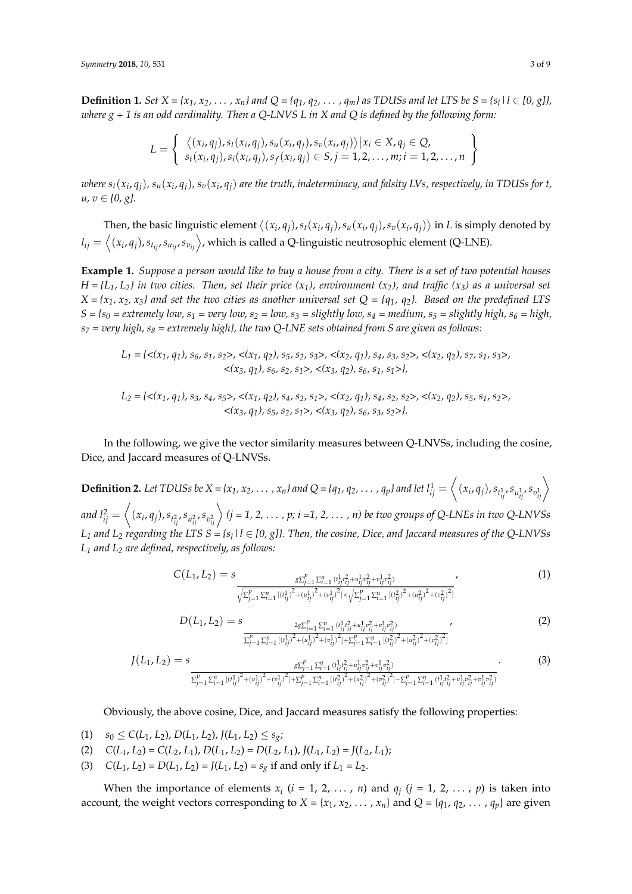**Definition 1.** *Set X = {$x_1$, $x_2$, ... , $x_n$} and Q = {$q_1$, $q_2$, ... , $q_m$} as TDUSs and let LTS be S = {$s_l$ | $l \in [0, g]$}, where g + 1 is an odd cardinality. Then a Q-LNVS L in X and Q is defined by the following form:*

$$L = \left\{ \begin{array}{l} \langle (x_i, q_j), s_t(x_i, q_j), s_u(x_i, q_j), s_v(x_i, q_j) \rangle | x_i \in X, q_j \in Q, \\ s_t(x_i, q_j), s_i(x_i, q_j), s_f(x_i, q_j) \in S, j = 1, 2, \ldots, m; i = 1, 2, \ldots, n \end{array} \right\}$$

*where $s_t(x_i, q_j)$, $s_u(x_i, q_j)$, $s_v(x_i, q_j)$ are the truth, indeterminacy, and falsity LVs, respectively, in TDUSs for t, u, v ∈ [0, g].*

Then, the basic linguistic element $\langle (x_i, q_j), s_t(x_i, q_j), s_u(x_i, q_j), s_v(x_i, q_j) \rangle$ in *L* is simply denoted by $l_{ij} = \left\langle (x_i, q_j), s_{t_{ij}}, s_{u_{ij}}, s_{v_{ij}} \right\rangle$, which is called a Q-linguistic neutrosophic element (Q-LNE).

**Example 1.** *Suppose a person would like to buy a house from a city. There is a set of two potential houses H = {$L_1$, $L_2$} in two cities. Then, set their price ($x_1$), environment ($x_2$), and traffic ($x_3$) as a universal set X = {$x_1$, $x_2$, $x_3$} and set the two cities as another universal set Q = {$q_1$, $q_2$}. Based on the predefined LTS S = {$s_0$ = extremely low, $s_1$ = very low, $s_2$ = low, $s_3$ = slightly low, $s_4$ = medium, $s_5$ = slightly high, $s_6$ = high, $s_7$ = very high, $s_8$ = extremely high}, the two Q-LNE sets obtained from S are given as follows:*

$L_1$ = {<($x_1$, $q_1$), $s_6$, $s_1$, $s_2$>, <($x_1$, $q_2$), $s_5$, $s_2$, $s_3$>, <($x_2$, $q_1$), $s_4$, $s_3$, $s_2$>, <($x_2$, $q_2$), $s_7$, $s_1$, $s_3$>, <($x_3$, $q_1$), $s_6$, $s_2$, $s_1$>, <($x_3$, $q_2$), $s_6$, $s_1$, $s_1$>},

$L_2$ = {<($x_1$, $q_1$), $s_3$, $s_4$, $s_5$>, <($x_1$, $q_2$), $s_4$, $s_2$, $s_1$>, <($x_2$, $q_1$), $s_4$, $s_2$, $s_2$>, <($x_2$, $q_2$), $s_5$, $s_1$, $s_2$>, <($x_3$, $q_1$), $s_5$, $s_2$, $s_1$>, <($x_3$, $q_2$), $s_6$, $s_3$, $s_2$>}.

In the following, we give the vector similarity measures between Q-LNVSs, including the cosine, Dice, and Jaccard measures of Q-LNVSs.

**Definition 2.** *Let TDUSs be X = {$x_1$, $x_2$, ... , $x_n$} and Q = {$q_1$, $q_2$, ... , $q_p$} and let $l^1_{ij} = \left\langle (x_i, q_j), s_{t^1_{ij}}, s_{u^1_{ij}}, s_{v^1_{ij}} \right\rangle$ and $l^2_{ij} = \left\langle (x_i, q_j), s_{t^2_{ij}}, s_{u^2_{ij}}, s_{v^2_{ij}} \right\rangle$ (j = 1, 2, ... , p; i =1, 2, ... , n) be two groups of Q-LNEs in two Q-LNVSs $L_1$ and $L_2$ regarding the LTS S = {$s_l$ | $l \in [0, g]$}. Then, the cosine, Dice, and Jaccard measures of the Q-LNVSs $L_1$ and $L_2$ are defined, respectively, as follows:*

$$C(L_1, L_2) = s_{\frac{g\sum_{j=1}^{p}\sum_{i=1}^{n}(t^1_{ij}t^2_{ij} + u^1_{ij}v^2_{ij} + v^1_{ij}v^2_{ij})}{\sqrt{\sum_{j=1}^{p}\sum_{i=1}^{n}[(t^1_{ij})^2 + (u^1_{ij})^2 + (v^1_{ij})^2]} \times \sqrt{\sum_{j=1}^{p}\sum_{i=1}^{n}[(t^2_{ij})^2 + (u^2_{ij})^2 + (v^2_{ij})^2]}}}, \tag{1}$$

$$D(L_1, L_2) = s_{\frac{2g\sum_{j=1}^{p}\sum_{i=1}^{n}(t^1_{ij}t^2_{ij} + u^1_{ij}v^2_{ij} + v^1_{ij}v^2_{ij})}{\sum_{j=1}^{p}\sum_{i=1}^{n}[(t^1_{ij})^2 + (u^1_{ij})^2 + (v^1_{ij})^2] + \sum_{j=1}^{p}\sum_{i=1}^{n}[(t^2_{ij})^2 + (u^2_{ij})^2 + (v^2_{ij})^2]}}, \tag{2}$$

$$J(L_1, L_2) = s_{\frac{g\sum_{j=1}^{p}\sum_{i=1}^{n}(t^1_{ij}t^2_{ij} + u^1_{ij}v^2_{ij} + v^1_{ij}v^2_{ij})}{\sum_{j=1}^{p}\sum_{i=1}^{n}[(t^1_{ij})^2 + (u^1_{ij})^2 + (v^1_{ij})^2] + \sum_{j=1}^{p}\sum_{i=1}^{n}[(t^2_{ij})^2 + (u^2_{ij})^2 + (v^2_{ij})^2] - \sum_{j=1}^{p}\sum_{i=1}^{n}(t^1_{ij}t^2_{ij} + u^1_{ij}v^2_{ij} + v^1_{ij}v^2_{ij})}}. \tag{3}$$

Obviously, the above cosine, Dice, and Jaccard measures satisfy the following properties:

(1) $s_0 \le C(L_1, L_2), D(L_1, L_2), J(L_1, L_2) \le s_g$;

(2) $C(L_1, L_2) = C(L_2, L_1)$, $D(L_1, L_2) = D(L_2, L_1)$, $J(L_1, L_2) = J(L_2, L_1)$;

(3) $C(L_1, L_2) = D(L_1, L_2) = J(L_1, L_2) = s_g$ if and only if $L_1 = L_2$.

When the importance of elements $x_i$ (i = 1, 2, ... , n) and $q_j$ (j = 1, 2, ... , p) is taken into account, the weight vectors corresponding to X = {$x_1$, $x_2$, ... , $x_n$} and Q = {$q_1$, $q_2$, ... , $q_p$} are given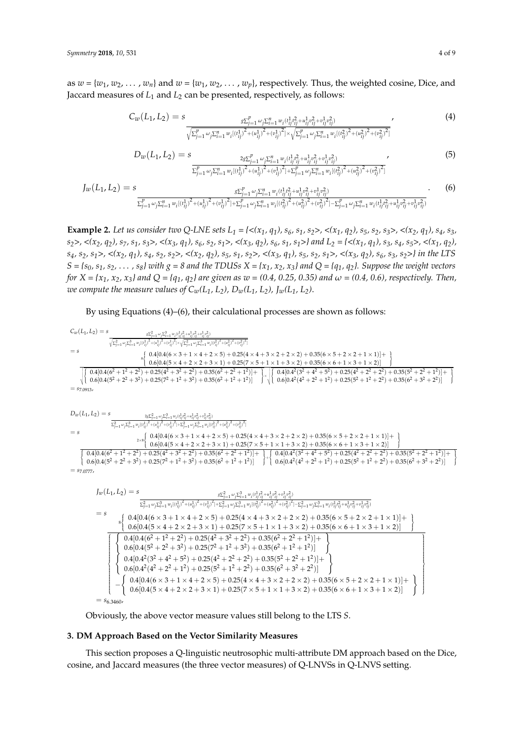as $w = \{w_1, w_2, \ldots, w_n\}$ and $w = \{w_1, w_2, \ldots, w_p\}$, respectively. Thus, the weighted cosine, Dice, and Jaccard measures of $L_1$ and $L_2$ can be presented, respectively, as follows:

$$C_w(L_1, L_2) = s_{\frac{g\sum_{j=1}^{p}\omega_j\sum_{i=1}^{n}w_i(t_{ij}^1t_{ij}^2+u_{ij}^1v_{ij}^2+v_{ij}^1v_{ij}^2)}{\sqrt{\sum_{j=1}^{p}\omega_j\sum_{i=1}^{n}w_i[(t_{ij}^1)^2+(u_{ij}^1)^2+(v_{ij}^1)^2]}\times\sqrt{\sum_{j=1}^{p}\omega_j\sum_{i=1}^{n}w_i[(t_{ij}^2)^2+(u_{ij}^2)^2+(v_{ij}^2)^2]}}}, \tag{4}$$

$$D_w(L_1, L_2) = s_{\frac{2g\sum_{j=1}^{p}\omega_j\sum_{i=1}^{n}w_i(t_{ij}^1t_{ij}^2+u_{ij}^1v_{ij}^2+v_{ij}^1v_{ij}^2)}{\sum_{j=1}^{p}\omega_j\sum_{i=1}^{n}w_i[(t_{ij}^1)^2+(u_{ij}^1)^2+(v_{ij}^1)^2]+\sum_{j=1}^{p}\omega_j\sum_{i=1}^{n}w_i[(t_{ij}^2)^2+(u_{ij}^2)^2+(v_{ij}^2)^2]}}, \tag{5}$$

$$J_w(L_1, L_2) = s_{\frac{g\sum_{j=1}^{p}\omega_j\sum_{i=1}^{n}w_i(t_{ij}^1t_{ij}^2+u_{ij}^1v_{ij}^2+v_{ij}^1v_{ij}^2)}{\sum_{j=1}^{p}\omega_j\sum_{i=1}^{n}w_i[(t_{ij}^1)^2+(u_{ij}^1)^2+(v_{ij}^1)^2]+\sum_{j=1}^{p}\omega_j\sum_{i=1}^{n}w_i[(t_{ij}^2)^2+(u_{ij}^2)^2+(v_{ij}^2)^2]-\sum_{j=1}^{p}\omega_j\sum_{i=1}^{n}w_i(t_{ij}^1t_{ij}^2+u_{ij}^1v_{ij}^2+v_{ij}^1v_{ij}^2)}}. \tag{6}$$

**Example 2.** *Let us consider two Q-LNE sets $L_1$ = {<($x_1$, $q_1$), $s_6$, $s_1$, $s_2$>, <($x_1$, $q_2$), $s_5$, $s_2$, $s_3$>, <($x_2$, $q_1$), $s_4$, $s_3$, $s_2$>, <($x_2$, $q_2$), $s_7$, $s_1$, $s_3$>, <($x_3$, $q_1$), $s_6$, $s_2$, $s_1$>, <($x_3$, $q_2$), $s_6$, $s_1$, $s_1$>} and $L_2$ = {<($x_1$, $q_1$), $s_3$, $s_4$, $s_5$>, <($x_1$, $q_2$), $s_4$, $s_2$, $s_1$>, <($x_2$, $q_1$), $s_4$, $s_2$, $s_2$>, <($x_2$, $q_2$), $s_5$, $s_1$, $s_2$>, <($x_3$, $q_1$), $s_5$, $s_2$, $s_1$>, <($x_3$, $q_2$), $s_6$, $s_3$, $s_2$>} in the LTS $S$ = {$s_0$, $s_1$, $s_2$, ..., $s_8$} with $g$ = 8 and the TDUSs $X$ = {$x_1$, $x_2$, $x_3$} and $Q$ = {$q_1$, $q_2$}. Suppose the weight vectors for $X$ = {$x_1$, $x_2$, $x_3$} and $Q$ = {$q_1$, $q_2$} are given as $w$ = (0.4, 0.25, 0.35) and $\omega$ = (0.4, 0.6), respectively. Then, we compute the measure values of $C_w(L_1, L_2)$, $D_w(L_1, L_2)$, $J_w(L_1, L_2)$.*

By using Equations (4)–(6), their calculational processes are shown as follows:

$$\begin{aligned}
C_w(L_1, L_2) &= s_{\frac{g\sum_{j=1}^{2}\omega_j\sum_{i=1}^{3}w_i(t_{ij}^1t_{ij}^2+u_{ij}^1v_{ij}^2+v_{ij}^1v_{ij}^2)}{\sqrt{\sum_{j=1}^{2}\omega_j\sum_{i=1}^{3}w_i[(t_{ij}^1)^2+(u_{ij}^1)^2+(v_{ij}^1)^2]}\times\sqrt{\sum_{j=1}^{2}\omega_j\sum_{i=1}^{3}w_i[(t_{ij}^2)^2+(u_{ij}^2)^2+(v_{ij}^2)^2]}}} \\
&= s_{\frac{8\left\{\begin{array}{l}0.4[0.4(6\times3+1\times4+2\times5)+0.25(4\times4+3\times2+2\times2)+0.35(6\times5+2\times2+1\times1)]+\\0.6[0.4(5\times4+2\times2+3\times1)+0.25(7\times5+1\times1+3\times2)+0.35(6\times6+1\times3+1\times2)]\end{array}\right\}}{\sqrt{\left\{\begin{array}{l}0.4[0.4(6^2+1^2+2^2)+0.25(4^2+3^2+2^2)+0.35(6^2+2^2+1^2)]+\\0.6[0.4(5^2+2^2+3^2)+0.25(7^2+1^2+3^2)+0.35(6^2+1^2+1^2)]\end{array}\right\}}\times\sqrt{\left\{\begin{array}{l}0.4[0.4^2(3^2+4^2+5^2)+0.25(4^2+2^2+2^2)+0.35(5^2+2^2+1^2)]+\\0.6[0.4^2(4^2+2^2+1^2)+0.25(5^2+1^2+2^2)+0.35(6^2+3^2+2^2)]\end{array}\right\}}}} \\
&= s_{7.0913},
\end{aligned}$$

$$\begin{aligned}
D_w(L_1, L_2) &= s_{\frac{2g\sum_{j=1}^{2}\omega_j\sum_{i=1}^{3}w_i(t_{ij}^1t_{ij}^2+u_{ij}^1v_{ij}^2+v_{ij}^1v_{ij}^2)}{\sum_{j=1}^{2}\omega_j\sum_{i=1}^{3}w_i[(t_{ij}^1)^2+(u_{ij}^1)^2+(v_{ij}^1)^2]+\sum_{j=1}^{2}\omega_j\sum_{i=1}^{3}w_i[(t_{ij}^2)^2+(u_{ij}^2)^2+(v_{ij}^2)^2]}} \\
&= s_{\frac{2\times8\left\{\begin{array}{l}0.4[0.4(6\times3+1\times4+2\times5)+0.25(4\times4+3\times2+2\times2)+0.35(6\times5+2\times2+1\times1)]+\\0.6[0.4(5\times4+2\times2+3\times1)+0.25(7\times5+1\times1+3\times2)+0.35(6\times6+1\times3+1\times2)]\end{array}\right\}}{\left\{\begin{array}{l}0.4[0.4(6^2+1^2+2^2)+0.25(4^2+3^2+2^2)+0.35(6^2+2^2+1^2)]+\\0.6[0.4(5^2+2^2+3^2)+0.25(7^2+1^2+3^2)+0.35(6^2+1^2+1^2)]\end{array}\right\}+\left\{\begin{array}{l}0.4[0.4^2(3^2+4^2+5^2)+0.25(4^2+2^2+2^2)+0.35(5^2+2^2+1^2)]+\\0.6[0.4^2(4^2+2^2+1^2)+0.25(5^2+1^2+2^2)+0.35(6^2+3^2+2^2)]\end{array}\right\}}} \\
&= s_{7.0777},
\end{aligned}$$

$$\begin{aligned}
J_w(L_1, L_2) &= s_{\frac{g\sum_{j=1}^{2}\omega_j\sum_{i=1}^{3}w_i(t_{ij}^1t_{ij}^2+u_{ij}^1v_{ij}^2+v_{ij}^1v_{ij}^2)}{\sum_{j=1}^{2}\omega_j\sum_{i=1}^{3}w_i[(t_{ij}^1)^2+(u_{ij}^1)^2+(v_{ij}^1)^2]+\sum_{j=1}^{2}\omega_j\sum_{i=1}^{3}w_i[(t_{ij}^2)^2+(u_{ij}^2)^2+(v_{ij}^2)^2]-\sum_{j=1}^{2}\omega_j\sum_{i=1}^{3}w_i(t_{ij}^1t_{ij}^2+u_{ij}^1v_{ij}^2+v_{ij}^1v_{ij}^2)}} \\
&= s_{\frac{8\left\{\begin{array}{l}0.4[0.4(6\times3+1\times4+2\times5)+0.25(4\times4+3\times2+2\times2)+0.35(6\times5+2\times2+1\times1)]+\\0.6[0.4(5\times4+2\times2+3\times1)+0.25(7\times5+1\times1+1\times3+3\times2)+0.35(6\times6+1\times3+1\times2)]\end{array}\right\}}{\left[\begin{array}{l}\left\{\begin{array}{l}0.4[0.4(6^2+1^2+2^2)+0.25(4^2+3^2+2^2)+0.35(6^2+2^2+1^2)]+\\0.6[0.4(5^2+2^2+3^2)+0.25(7^2+1^2+3^2)+0.35(6^2+1^2+1^2)]\end{array}\right\}\\\left\{\begin{array}{l}0.4[0.4^2(3^2+4^2+5^2)+0.25(4^2+2^2+2^2)+0.35(5^2+2^2+1^2)]+\\0.6[0.4^2(4^2+2^2+1^2)+0.25(5^2+1^2+2^2)+0.35(6^2+3^2+2^2)]\end{array}\right\}\\-\left\{\begin{array}{l}0.4[0.4(6\times3+1\times4+2\times5)+0.25(4\times4+3\times2+2\times2)+0.35(6\times5+2\times2+1\times1)]+\\0.6[0.4(5\times4+2\times2+3\times1)+0.25(7\times5+1\times1+3\times2)+0.35(6\times6+1\times3+1\times2)]\end{array}\right\}\end{array}\right]}} \\
&= s_{6.3460},
\end{aligned}$$

Obviously, the above vector measure values still belong to the LTS $S$.

## 3. DM Approach Based on the Vector Similarity Measures

This section proposes a Q-linguistic neutrosophic multi-attribute DM approach based on the Dice, cosine, and Jaccard measures (the three vector measures) of Q-LNVSs in Q-LNVS setting.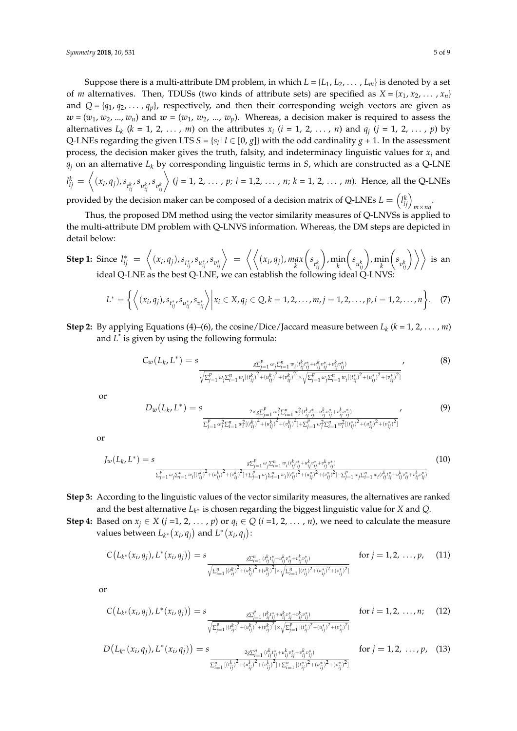Suppose there is a multi-attribute DM problem, in which $L = \{L_1, L_2, \ldots, L_m\}$ is denoted by a set of $m$ alternatives. Then, TDUSs (two kinds of attribute sets) are specified as $X = \{x_1, x_2, \ldots, x_n\}$ and $Q = \{q_1, q_2, \ldots, q_p\}$, respectively, and then their corresponding weigh vectors are given as $\boldsymbol{w} = (w_1, w_2, \ldots, w_n)$ and $\boldsymbol{\omega} = (\omega_1, \omega_2, \ldots, \omega_p)$. Whereas, a decision maker is required to assess the alternatives $L_k$ ($k = 1, 2, \ldots, m$) on the attributes $x_i$ ($i = 1, 2, \ldots, n$) and $q_j$ ($j = 1, 2, \ldots, p$) by Q-LNEs regarding the given LTS $S = \{s_l \mid l \in [0, g]\}$ with the odd cardinality $g + 1$. In the assessment process, the decision maker gives the truth, falsity, and indeterminacy linguistic values for $x_i$ and $q_j$ on an alternative $L_k$ by corresponding linguistic terms in $S$, which are constructed as a Q-LNE $l_{ij}^k = \left\langle (x_i, q_j), s_{t_{ij}^k}, s_{u_{ij}^k}, s_{v_{ij}^k} \right\rangle$ ($j = 1, 2, \ldots, p$; $i = 1, 2, \ldots, n$; $k = 1, 2, \ldots, m$). Hence, all the Q-LNEs provided by the decision maker can be composed of a decision matrix of Q-LNEs $L = \left(l_{ij}^k\right)_{m \times nq}$.

Thus, the proposed DM method using the vector similarity measures of Q-LNVSs is applied to the multi-attribute DM problem with Q-LNVS information. Whereas, the DM steps are depicted in detail below:

**Step 1:** Since $l_{ij}^* = \left\langle (x_i, q_j), s_{t_{ij}^*}, s_{u_{ij}^*}, s_{v_{ij}^*} \right\rangle = \left\langle \left\langle (x_i, q_j), \max\limits_k \left(s_{t_{ij}^k}\right), \min\limits_k \left(s_{u_{ij}^k}\right), \min\limits_k \left(s_{v_{ij}^k}\right) \right\rangle \right\rangle$ is an ideal Q-LNE as the best Q-LNE, we can establish the following ideal Q-LNVS:

$$L^* = \left\{ \left\langle (x_i, q_j), s_{t_{ij}^*}, s_{u_{ij}^*}, s_{v_{ij}^*} \right\rangle \middle| x_i \in X, q_j \in Q, k = 1, 2, \ldots, m, j = 1, 2, \ldots, p, i = 1, 2, \ldots, n \right\}. \quad (7)$$

**Step 2:** By applying Equations (4)–(6), the cosine/Dice/Jaccard measure between $L_k$ ($k = 1, 2, \ldots, m$) and $L^*$ is given by using the following formula:

$$C_w(L_k, L^*) = s_{\frac{g \sum_{j=1}^{p} \omega_j \sum_{i=1}^{n} w_i (t_{ij}^k t_{ij}^* + u_{ij}^k v_{ij}^* + v_{ij}^k v_{ij}^*)}{\sqrt{\sum_{j=1}^{p} \omega_j \sum_{i=1}^{n} w_i [(t_{ij}^k)^2 + (u_{ij}^k)^2 + (v_{ij}^k)^2]} \times \sqrt{\sum_{j=1}^{p} \omega_j \sum_{i=1}^{n} w_i [(t_{ij}^*)^2 + (u_{ij}^*)^2 + (v_{ij}^*)^2]}}}, \quad (8)$$

or

$$D_w(L_k, L^*) = s_{\frac{2 \times g \sum_{j=1}^{p} \omega_j^2 \sum_{i=1}^{n} w_i^2 (t_{ij}^k t_{ij}^* + u_{ij}^k v_{ij}^* + v_{ij}^k v_{ij}^*)}{\sum_{j=1}^{p} \omega_j^2 \sum_{i=1}^{n} w_i^2 [(t_{ij}^k)^2 + (u_{ij}^k)^2 + (v_{ij}^k)^2] + \sum_{j=1}^{p} \omega_j^2 \sum_{i=1}^{n} w_i^2 [(t_{ij}^*)^2 + (u_{ij}^*)^2 + (v_{ij}^*)^2]}}, \quad (9)$$

or

$$J_w(L_k, L^*) = s_{\frac{g \sum_{j=1}^{p} \omega_j \sum_{i=1}^{n} w_i (t_{ij}^k t_{ij}^* + u_{ij}^k v_{ij}^* + v_{ij}^k v_{ij}^*)}{\sum_{j=1}^{p} \omega_j \sum_{i=1}^{n} w_i [(t_{ij}^k)^2 + (u_{ij}^k)^2 + (v_{ij}^k)^2] + \sum_{j=1}^{p} \omega_j \sum_{i=1}^{n} w_i [(t_{ij}^*)^2 + (u_{ij}^*)^2 + (v_{ij}^*)^2] - \sum_{j=1}^{p} \omega_j \sum_{i=1}^{n} w_i (t_{ij}^k t_{ij}^* + u_{ij}^k v_{ij}^* + v_{ij}^k v_{ij}^*)}} \quad (10)$$

**Step 3:** According to the linguistic values of the vector similarity measures, the alternatives are ranked and the best alternative $L_{k^*}$ is chosen regarding the biggest linguistic value for $X$ and $Q$.

**Step 4:** Based on $x_j \in X$ ($j = 1, 2, \ldots, p$) or $q_i \in Q$ ($i = 1, 2, \ldots, n$), we need to calculate the measure values between $L_{k^*}(x_i, q_j)$ and $L^*(x_i, q_j)$:

$$C\left(L_{k^*}(x_i, q_j), L^*(x_i, q_j)\right) = s_{\frac{g \sum_{i=1}^{n} (t_{ij}^k t_{ij}^* + u_{ij}^k v_{ij}^* + v_{ij}^k v_{ij}^*)}{\sqrt{\sum_{i=1}^{n} [(t_{ij}^k)^2 + (u_{ij}^k)^2 + (v_{ij}^k)^2]} \times \sqrt{\sum_{i=1}^{n} [(t_{ij}^*)^2 + (u_{ij}^*)^2 + (v_{ij}^*)^2]}}} \quad \text{for } j = 1, 2, \ldots, p, \quad (11)$$

or

$$C\left(L_{k^*}(x_i, q_j), L^*(x_i, q_j)\right) = s_{\frac{g \sum_{j=1}^{p} (t_{ij}^k t_{ij}^* + u_{ij}^k v_{ij}^* + v_{ij}^k v_{ij}^*)}{\sqrt{\sum_{j=1}^{p} [(t_{ij}^k)^2 + (u_{ij}^k)^2 + (v_{ij}^k)^2]} \times \sqrt{\sum_{j=1}^{p} [(t_{ij}^*)^2 + (u_{ij}^*)^2 + (v_{ij}^*)^2]}}} \quad \text{for } i = 1, 2, \ldots, n; \quad (12)$$

$$D\left(L_{k^*}(x_i, q_j), L^*(x_i, q_j)\right) = s_{\frac{2g \sum_{i=1}^{n} (t_{ij}^k t_{ij}^* + u_{ij}^k v_{ij}^* + v_{ij}^k v_{ij}^*)}{\sum_{i=1}^{n} [(t_{ij}^k)^2 + (u_{ij}^k)^2 + (v_{ij}^k)^2] + \sum_{i=1}^{n} [(t_{ij}^*)^2 + (u_{ij}^*)^2 + (v_{ij}^*)^2]}} \quad \text{for } j = 1, 2, \ldots, p, \quad (13)$$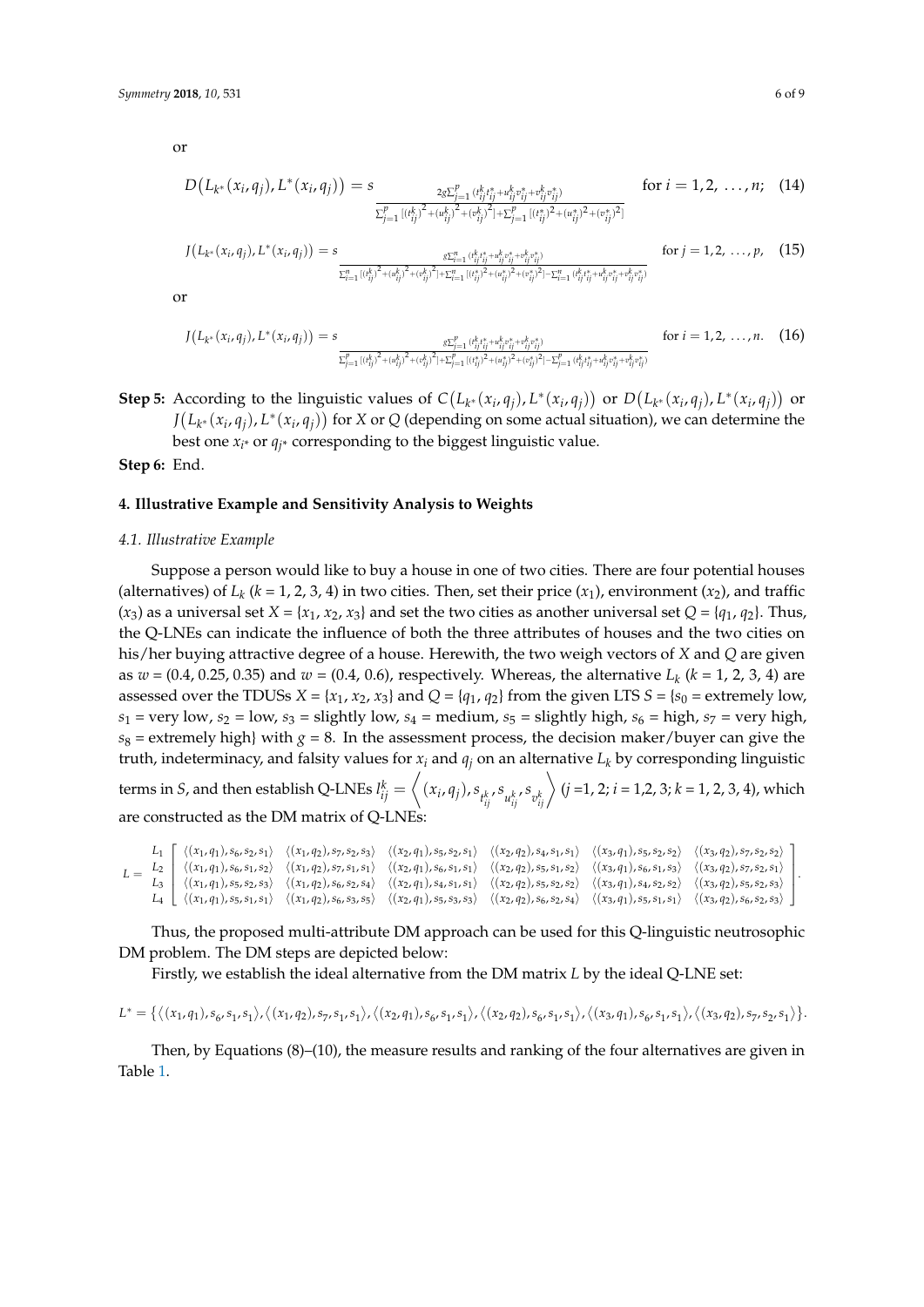or

$$D\big(L_{k^*}(x_i, q_j), L^*(x_i, q_j)\big) = s_{\frac{2g\sum_{j=1}^{p}(t_{ij}^k t_{ij}^* + u_{ij}^k v_{ij}^* + v_{ij}^k v_{ij}^*)}{\sum_{j=1}^{p}[(t_{ij}^k)^2 + (u_{ij}^k)^2 + (v_{ij}^k)^2] + \sum_{j=1}^{p}[(t_{ij}^*)^2 + (u_{ij}^*)^2 + (v_{ij}^*)^2]}} \quad \text{for } i = 1, 2, \ldots, n; \quad (14)$$

$$J(L_{k^*}(x_i, q_j), L^*(x_i, q_j)) = s_{\frac{g\sum_{i=1}^{n}(t_{ij}^k t_{ij}^* + u_{ij}^k v_{ij}^* + v_{ij}^k v_{ij}^*)}{\sum_{i=1}^{n}[(t_{ij}^k)^2 + (u_{ij}^k)^2 + (v_{ij}^k)^2] + \sum_{i=1}^{n}[(t_{ij}^*)^2 + (u_{ij}^*)^2 + (v_{ij}^*)^2] - \sum_{i=1}^{n}(t_{ij}^k t_{ij}^* + u_{ij}^k v_{ij}^* + v_{ij}^k v_{ij}^*)}} \quad \text{for } j = 1, 2, \ldots, p, \quad (15)$$

or

$$J(L_{k^*}(x_i, q_j), L^*(x_i, q_j)) = s_{\frac{g\sum_{j=1}^{p}(t_{ij}^k t_{ij}^* + u_{ij}^k v_{ij}^* + v_{ij}^k v_{ij}^*)}{\sum_{j=1}^{p}[(t_{ij}^k)^2 + (u_{ij}^k)^2 + (v_{ij}^k)^2] + \sum_{j=1}^{p}[(t_{ij}^*)^2 + (u_{ij}^*)^2 + (v_{ij}^*)^2] - \sum_{j=1}^{p}(t_{ij}^k t_{ij}^* + u_{ij}^k v_{ij}^* + v_{ij}^k v_{ij}^*)}} \quad \text{for } i = 1, 2, \ldots, n. \quad (16)$$

**Step 5:** According to the linguistic values of $C\big(L_{k^*}(x_i, q_j), L^*(x_i, q_j)\big)$ or $D\big(L_{k^*}(x_i, q_j), L^*(x_i, q_j)\big)$ or $J\big(L_{k^*}(x_i, q_j), L^*(x_i, q_j)\big)$ for $X$ or $Q$ (depending on some actual situation), we can determine the best one $x_{i^*}$ or $q_{j^*}$ corresponding to the biggest linguistic value.

**Step 6:** End.

## 4. Illustrative Example and Sensitivity Analysis to Weights

### *4.1. Illustrative Example*

Suppose a person would like to buy a house in one of two cities. There are four potential houses (alternatives) of $L_k$ ($k$ = 1, 2, 3, 4) in two cities. Then, set their price ($x_1$), environment ($x_2$), and traffic ($x_3$) as a universal set $X = \{x_1, x_2, x_3\}$ and set the two cities as another universal set $Q = \{q_1, q_2\}$. Thus, the Q-LNEs can indicate the influence of both the three attributes of houses and the two cities on his/her buying attractive degree of a house. Herewith, the two weigh vectors of $X$ and $Q$ are given as $w$ = (0.4, 0.25, 0.35) and $w$ = (0.4, 0.6), respectively. Whereas, the alternative $L_k$ ($k$ = 1, 2, 3, 4) are assessed over the TDUSs $X = \{x_1, x_2, x_3\}$ and $Q = \{q_1, q_2\}$ from the given LTS $S = \{s_0$ = extremely low, $s_1$ = very low, $s_2$ = low, $s_3$ = slightly low, $s_4$ = medium, $s_5$ = slightly high, $s_6$ = high, $s_7$ = very high, $s_8$ = extremely high$\}$ with $g$ = 8. In the assessment process, the decision maker/buyer can give the truth, indeterminacy, and falsity values for $x_i$ and $q_j$ on an alternative $L_k$ by corresponding linguistic terms in $S$, and then establish Q-LNEs $l_{ij}^k = \left\langle (x_i, q_j), s_{t_{ij}^k}, s_{u_{ij}^k}, s_{v_{ij}^k} \right\rangle$ ($j$ =1, 2; $i$ = 1,2, 3; $k$ = 1, 2, 3, 4), which are constructed as the DM matrix of Q-LNEs:

$$L = \begin{array}{c} L_1 \\ L_2 \\ L_3 \\ L_4 \end{array} \begin{bmatrix} \langle (x_1, q_1), s_6, s_2, s_1 \rangle & \langle (x_1, q_2), s_7, s_2, s_3 \rangle & \langle (x_2, q_1), s_5, s_2, s_1 \rangle & \langle (x_2, q_2), s_4, s_1, s_1 \rangle & \langle (x_3, q_1), s_5, s_2, s_2 \rangle & \langle (x_3, q_2), s_7, s_2, s_2 \rangle \\ \langle (x_1, q_1), s_6, s_1, s_2 \rangle & \langle (x_1, q_2), s_7, s_1, s_1 \rangle & \langle (x_2, q_1), s_6, s_1, s_1 \rangle & \langle (x_2, q_2), s_5, s_1, s_2 \rangle & \langle (x_3, q_1), s_6, s_1, s_3 \rangle & \langle (x_3, q_2), s_7, s_2, s_1 \rangle \\ \langle (x_1, q_1), s_5, s_2, s_3 \rangle & \langle (x_1, q_2), s_6, s_2, s_4 \rangle & \langle (x_2, q_1), s_4, s_1, s_1 \rangle & \langle (x_2, q_2), s_5, s_2, s_2 \rangle & \langle (x_3, q_1), s_4, s_2, s_2 \rangle & \langle (x_3, q_2), s_5, s_2, s_3 \rangle \\ \langle (x_1, q_1), s_5, s_1, s_1 \rangle & \langle (x_1, q_2), s_6, s_3, s_5 \rangle & \langle (x_2, q_1), s_5, s_3, s_3 \rangle & \langle (x_2, q_2), s_6, s_2, s_4 \rangle & \langle (x_3, q_1), s_5, s_1, s_1 \rangle & \langle (x_3, q_2), s_6, s_2, s_3 \rangle \end{bmatrix}.$$

Thus, the proposed multi-attribute DM approach can be used for this Q-linguistic neutrosophic DM problem. The DM steps are depicted below:

Firstly, we establish the ideal alternative from the DM matrix $L$ by the ideal Q-LNE set:

$$L^* = \{\langle (x_1, q_1), s_6, s_1, s_1 \rangle, \langle (x_1, q_2), s_7, s_1, s_1 \rangle, \langle (x_2, q_1), s_6, s_1, s_1 \rangle, \langle (x_2, q_2), s_6, s_1, s_1 \rangle, \langle (x_3, q_1), s_6, s_1, s_1 \rangle, \langle (x_3, q_2), s_7, s_2, s_1 \rangle\}.$$

Then, by Equations (8)–(10), the measure results and ranking of the four alternatives are given in Table 1.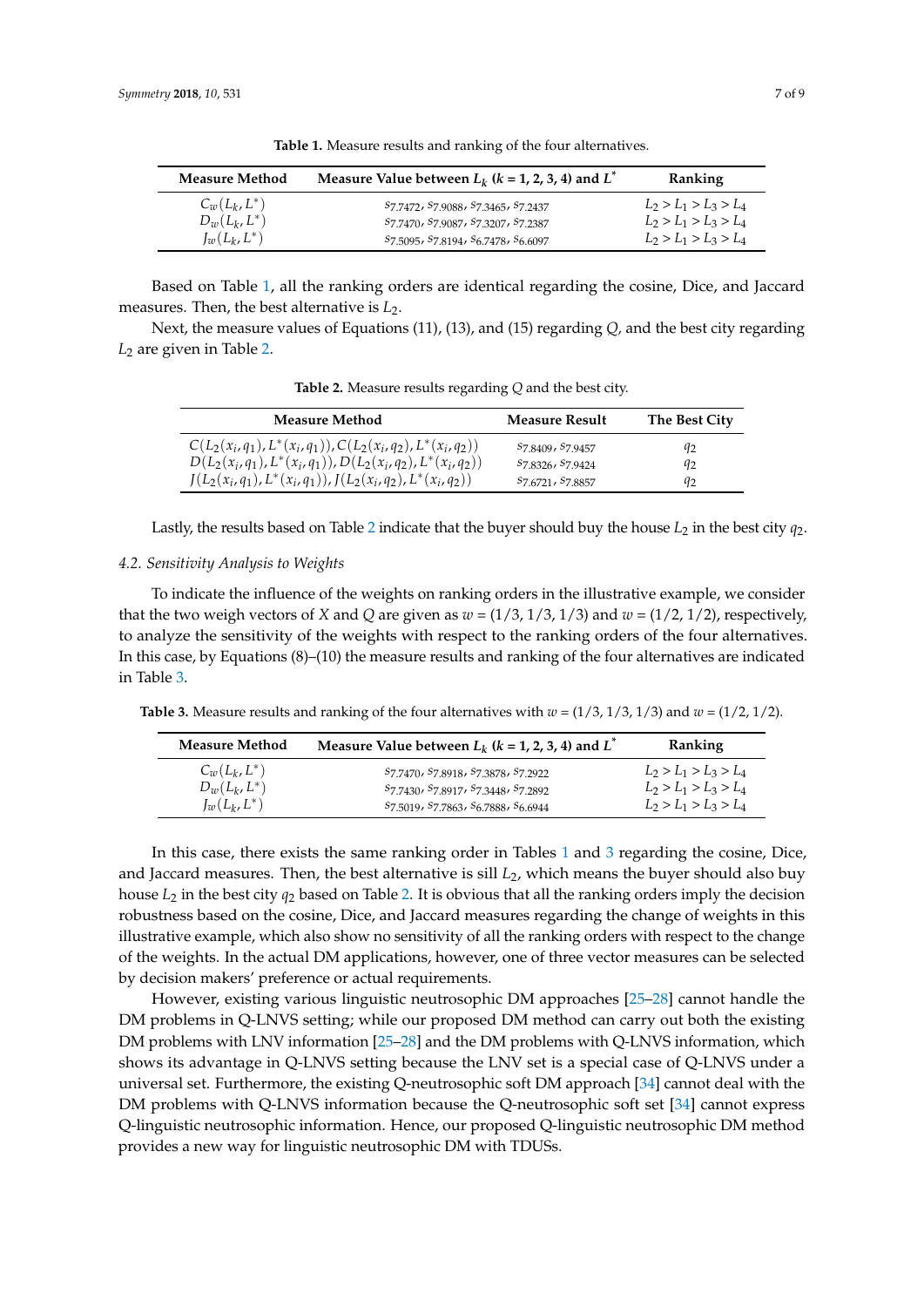**Table 1.** Measure results and ranking of the four alternatives.

| Measure Method | Measure Value between $L_k$ ($k$ = 1, 2, 3, 4) and $L^*$ | Ranking |
|---|---|---|
| $C_w(L_k, L^*)$ | $s_{7.7472}$, $s_{7.9088}$, $s_{7.3465}$, $s_{7.2437}$ | $L_2 > L_1 > L_3 > L_4$ |
| $D_w(L_k, L^*)$ | $s_{7.7470}$, $s_{7.9087}$, $s_{7.3207}$, $s_{7.2387}$ | $L_2 > L_1 > L_3 > L_4$ |
| $J_w(L_k, L^*)$ | $s_{7.5095}$, $s_{7.8194}$, $s_{6.7478}$, $s_{6.6097}$ | $L_2 > L_1 > L_3 > L_4$ |

Based on Table 1, all the ranking orders are identical regarding the cosine, Dice, and Jaccard measures. Then, the best alternative is $L_2$.

Next, the measure values of Equations (11), (13), and (15) regarding $Q$, and the best city regarding $L_2$ are given in Table 2.

**Table 2.** Measure results regarding $Q$ and the best city.

| Measure Method | Measure Result | The Best City |
|---|---|---|
| $C(L_2(x_i, q_1), L^*(x_i, q_1)), C(L_2(x_i, q_2), L^*(x_i, q_2))$ | $s_{7.8409}$, $s_{7.9457}$ | $q_2$ |
| $D(L_2(x_i, q_1), L^*(x_i, q_1)), D(L_2(x_i, q_2), L^*(x_i, q_2))$ | $s_{7.8326}$, $s_{7.9424}$ | $q_2$ |
| $J(L_2(x_i, q_1), L^*(x_i, q_1)), J(L_2(x_i, q_2), L^*(x_i, q_2))$ | $s_{7.6721}$, $s_{7.8857}$ | $q_2$ |

Lastly, the results based on Table 2 indicate that the buyer should buy the house $L_2$ in the best city $q_2$.

*4.2. Sensitivity Analysis to Weights*

To indicate the influence of the weights on ranking orders in the illustrative example, we consider that the two weigh vectors of $X$ and $Q$ are given as $w$ = (1/3, 1/3, 1/3) and $w$ = (1/2, 1/2), respectively, to analyze the sensitivity of the weights with respect to the ranking orders of the four alternatives. In this case, by Equations (8)–(10) the measure results and ranking of the four alternatives are indicated in Table 3.

**Table 3.** Measure results and ranking of the four alternatives with $w$ = (1/3, 1/3, 1/3) and $w$ = (1/2, 1/2).

| Measure Method | Measure Value between $L_k$ ($k$ = 1, 2, 3, 4) and $L^*$ | Ranking |
|---|---|---|
| $C_w(L_k, L^*)$ | $s_{7.7470}$, $s_{7.8918}$, $s_{7.3878}$, $s_{7.2922}$ | $L_2 > L_1 > L_3 > L_4$ |
| $D_w(L_k, L^*)$ | $s_{7.7430}$, $s_{7.8917}$, $s_{7.3448}$, $s_{7.2892}$ | $L_2 > L_1 > L_3 > L_4$ |
| $J_w(L_k, L^*)$ | $s_{7.5019}$, $s_{7.7863}$, $s_{6.7888}$, $s_{6.6944}$ | $L_2 > L_1 > L_3 > L_4$ |

In this case, there exists the same ranking order in Tables 1 and 3 regarding the cosine, Dice, and Jaccard measures. Then, the best alternative is sill $L_2$, which means the buyer should also buy house $L_2$ in the best city $q_2$ based on Table 2. It is obvious that all the ranking orders imply the decision robustness based on the cosine, Dice, and Jaccard measures regarding the change of weights in this illustrative example, which also show no sensitivity of all the ranking orders with respect to the change of the weights. In the actual DM applications, however, one of three vector measures can be selected by decision makers' preference or actual requirements.

However, existing various linguistic neutrosophic DM approaches [25–28] cannot handle the DM problems in Q-LNVS setting; while our proposed DM method can carry out both the existing DM problems with LNV information [25–28] and the DM problems with Q-LNVS information, which shows its advantage in Q-LNVS setting because the LNV set is a special case of Q-LNVS under a universal set. Furthermore, the existing Q-neutrosophic soft DM approach [34] cannot deal with the DM problems with Q-LNVS information because the Q-neutrosophic soft set [34] cannot express Q-linguistic neutrosophic information. Hence, our proposed Q-linguistic neutrosophic DM method provides a new way for linguistic neutrosophic DM with TDUSs.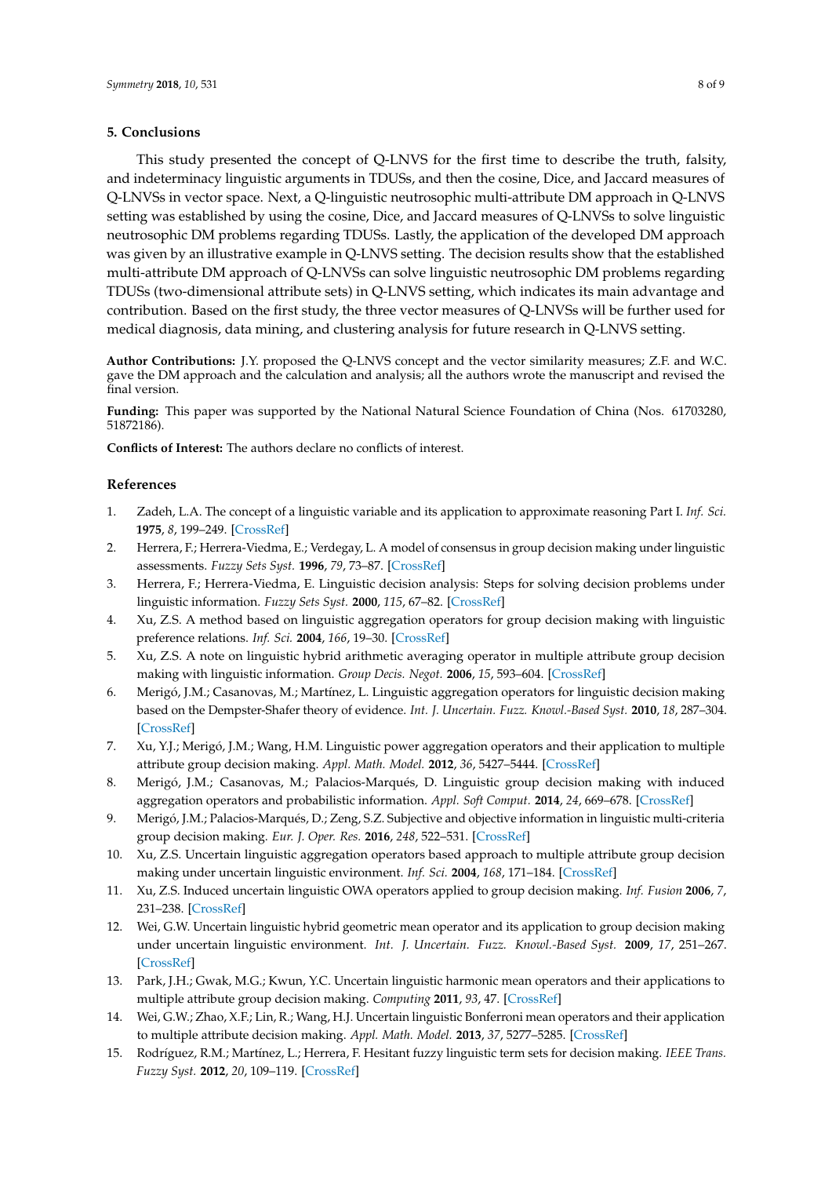## 5. Conclusions

This study presented the concept of Q-LNVS for the first time to describe the truth, falsity, and indeterminacy linguistic arguments in TDUSs, and then the cosine, Dice, and Jaccard measures of Q-LNVSs in vector space. Next, a Q-linguistic neutrosophic multi-attribute DM approach in Q-LNVS setting was established by using the cosine, Dice, and Jaccard measures of Q-LNVSs to solve linguistic neutrosophic DM problems regarding TDUSs. Lastly, the application of the developed DM approach was given by an illustrative example in Q-LNVS setting. The decision results show that the established multi-attribute DM approach of Q-LNVSs can solve linguistic neutrosophic DM problems regarding TDUSs (two-dimensional attribute sets) in Q-LNVS setting, which indicates its main advantage and contribution. Based on the first study, the three vector measures of Q-LNVSs will be further used for medical diagnosis, data mining, and clustering analysis for future research in Q-LNVS setting.

**Author Contributions:** J.Y. proposed the Q-LNVS concept and the vector similarity measures; Z.F. and W.C. gave the DM approach and the calculation and analysis; all the authors wrote the manuscript and revised the final version.

**Funding:** This paper was supported by the National Natural Science Foundation of China (Nos. 61703280, 51872186).

**Conflicts of Interest:** The authors declare no conflicts of interest.

## References

1. Zadeh, L.A. The concept of a linguistic variable and its application to approximate reasoning Part I. *Inf. Sci.* **1975**, *8*, 199–249. [CrossRef]
2. Herrera, F.; Herrera-Viedma, E.; Verdegay, L. A model of consensus in group decision making under linguistic assessments. *Fuzzy Sets Syst.* **1996**, *79*, 73–87. [CrossRef]
3. Herrera, F.; Herrera-Viedma, E. Linguistic decision analysis: Steps for solving decision problems under linguistic information. *Fuzzy Sets Syst.* **2000**, *115*, 67–82. [CrossRef]
4. Xu, Z.S. A method based on linguistic aggregation operators for group decision making with linguistic preference relations. *Inf. Sci.* **2004**, *166*, 19–30. [CrossRef]
5. Xu, Z.S. A note on linguistic hybrid arithmetic averaging operator in multiple attribute group decision making with linguistic information. *Group Decis. Negot.* **2006**, *15*, 593–604. [CrossRef]
6. Merigó, J.M.; Casanovas, M.; Martínez, L. Linguistic aggregation operators for linguistic decision making based on the Dempster-Shafer theory of evidence. *Int. J. Uncertain. Fuzz. Knowl.-Based Syst.* **2010**, *18*, 287–304. [CrossRef]
7. Xu, Y.J.; Merigó, J.M.; Wang, H.M. Linguistic power aggregation operators and their application to multiple attribute group decision making. *Appl. Math. Model.* **2012**, *36*, 5427–5444. [CrossRef]
8. Merigó, J.M.; Casanovas, M.; Palacios-Marqués, D. Linguistic group decision making with induced aggregation operators and probabilistic information. *Appl. Soft Comput.* **2014**, *24*, 669–678. [CrossRef]
9. Merigó, J.M.; Palacios-Marqués, D.; Zeng, S.Z. Subjective and objective information in linguistic multi-criteria group decision making. *Eur. J. Oper. Res.* **2016**, *248*, 522–531. [CrossRef]
10. Xu, Z.S. Uncertain linguistic aggregation operators based approach to multiple attribute group decision making under uncertain linguistic environment. *Inf. Sci.* **2004**, *168*, 171–184. [CrossRef]
11. Xu, Z.S. Induced uncertain linguistic OWA operators applied to group decision making. *Inf. Fusion* **2006**, *7*, 231–238. [CrossRef]
12. Wei, G.W. Uncertain linguistic hybrid geometric mean operator and its application to group decision making under uncertain linguistic environment. *Int. J. Uncertain. Fuzz. Knowl.-Based Syst.* **2009**, *17*, 251–267. [CrossRef]
13. Park, J.H.; Gwak, M.G.; Kwun, Y.C. Uncertain linguistic harmonic mean operators and their applications to multiple attribute group decision making. *Computing* **2011**, *93*, 47. [CrossRef]
14. Wei, G.W.; Zhao, X.F.; Lin, R.; Wang, H.J. Uncertain linguistic Bonferroni mean operators and their application to multiple attribute decision making. *Appl. Math. Model.* **2013**, *37*, 5277–5285. [CrossRef]
15. Rodríguez, R.M.; Martínez, L.; Herrera, F. Hesitant fuzzy linguistic term sets for decision making. *IEEE Trans. Fuzzy Syst.* **2012**, *20*, 109–119. [CrossRef]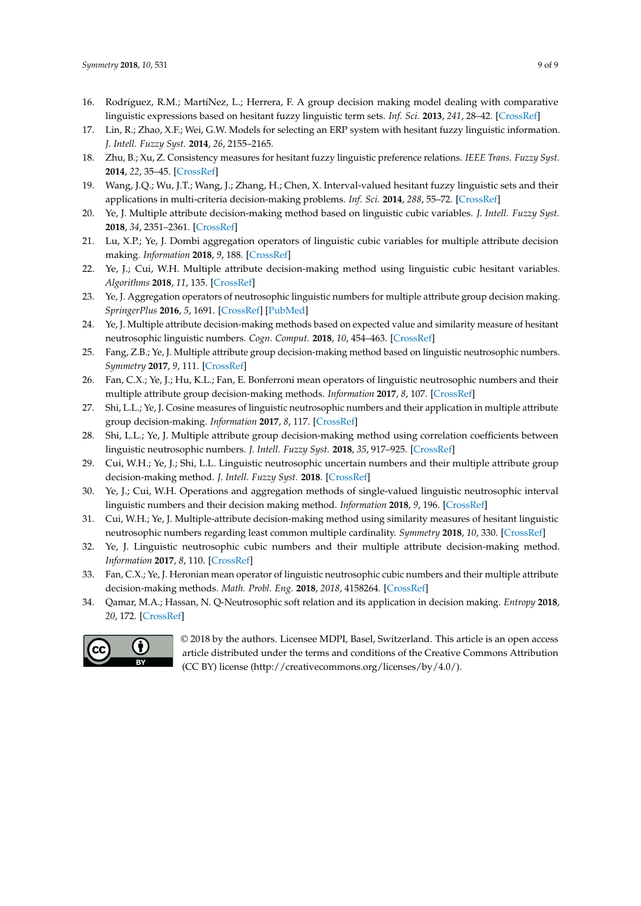16. Rodríguez, R.M.; MartíNez, L.; Herrera, F. A group decision making model dealing with comparative linguistic expressions based on hesitant fuzzy linguistic term sets. *Inf. Sci.* **2013**, *241*, 28–42. [CrossRef]
17. Lin, R.; Zhao, X.F.; Wei, G.W. Models for selecting an ERP system with hesitant fuzzy linguistic information. *J. Intell. Fuzzy Syst.* **2014**, *26*, 2155–2165.
18. Zhu, B.; Xu, Z. Consistency measures for hesitant fuzzy linguistic preference relations. *IEEE Trans. Fuzzy Syst.* **2014**, *22*, 35–45. [CrossRef]
19. Wang, J.Q.; Wu, J.T.; Wang, J.; Zhang, H.; Chen, X. Interval-valued hesitant fuzzy linguistic sets and their applications in multi-criteria decision-making problems. *Inf. Sci.* **2014**, *288*, 55–72. [CrossRef]
20. Ye, J. Multiple attribute decision-making method based on linguistic cubic variables. *J. Intell. Fuzzy Syst.* **2018**, *34*, 2351–2361. [CrossRef]
21. Lu, X.P.; Ye, J. Dombi aggregation operators of linguistic cubic variables for multiple attribute decision making. *Information* **2018**, *9*, 188. [CrossRef]
22. Ye, J.; Cui, W.H. Multiple attribute decision-making method using linguistic cubic hesitant variables. *Algorithms* **2018**, *11*, 135. [CrossRef]
23. Ye, J. Aggregation operators of neutrosophic linguistic numbers for multiple attribute group decision making. *SpringerPlus* **2016**, *5*, 1691. [CrossRef] [PubMed]
24. Ye, J. Multiple attribute decision-making methods based on expected value and similarity measure of hesitant neutrosophic linguistic numbers. *Cogn. Comput.* **2018**, *10*, 454–463. [CrossRef]
25. Fang, Z.B.; Ye, J. Multiple attribute group decision-making method based on linguistic neutrosophic numbers. *Symmetry* **2017**, *9*, 111. [CrossRef]
26. Fan, C.X.; Ye, J.; Hu, K.L.; Fan, E. Bonferroni mean operators of linguistic neutrosophic numbers and their multiple attribute group decision-making methods. *Information* **2017**, *8*, 107. [CrossRef]
27. Shi, L.L.; Ye, J. Cosine measures of linguistic neutrosophic numbers and their application in multiple attribute group decision-making. *Information* **2017**, *8*, 117. [CrossRef]
28. Shi, L.L.; Ye, J. Multiple attribute group decision-making method using correlation coefficients between linguistic neutrosophic numbers. *J. Intell. Fuzzy Syst.* **2018**, *35*, 917–925. [CrossRef]
29. Cui, W.H.; Ye, J.; Shi, L.L. Linguistic neutrosophic uncertain numbers and their multiple attribute group decision-making method. *J. Intell. Fuzzy Syst.* **2018**. [CrossRef]
30. Ye, J.; Cui, W.H. Operations and aggregation methods of single-valued linguistic neutrosophic interval linguistic numbers and their decision making method. *Information* **2018**, *9*, 196. [CrossRef]
31. Cui, W.H.; Ye, J. Multiple-attribute decision-making method using similarity measures of hesitant linguistic neutrosophic numbers regarding least common multiple cardinality. *Symmetry* **2018**, *10*, 330. [CrossRef]
32. Ye, J. Linguistic neutrosophic cubic numbers and their multiple attribute decision-making method. *Information* **2017**, *8*, 110. [CrossRef]
33. Fan, C.X.; Ye, J. Heronian mean operator of linguistic neutrosophic cubic numbers and their multiple attribute decision-making methods. *Math. Probl. Eng.* **2018**, *2018*, 4158264. [CrossRef]
34. Qamar, M.A.; Hassan, N. Q-Neutrosophic soft relation and its application in decision making. *Entropy* **2018**, *20*, 172. [CrossRef]

© 2018 by the authors. Licensee MDPI, Basel, Switzerland. This article is an open access article distributed under the terms and conditions of the Creative Commons Attribution (CC BY) license (http://creativecommons.org/licenses/by/4.0/).